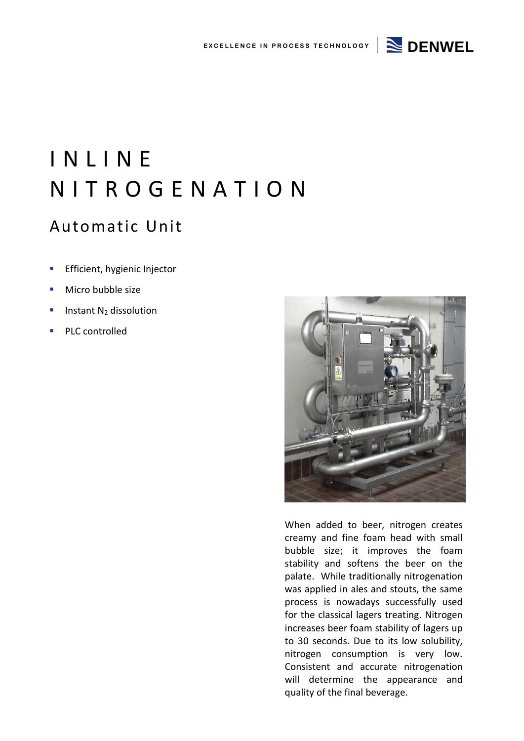# INLINE NITROGENATION

## Automatic Unit

- Efficient, hygienic Injector
- Micro bubble size
- Instant $N_2$ dissolution
- PLC controlled

When added to beer, nitrogen creates creamy and fine foam head with small bubble size; it improves the foam stability and softens the beer on the palate. While traditionally nitrogenation was applied in ales and stouts, the same process is nowadays successfully used for the classical lagers treating. Nitrogen increases beer foam stability of lagers up to 30 seconds. Due to its low solubility, nitrogen consumption is very low. Consistent and accurate nitrogenation will determine the appearance and quality of the final beverage.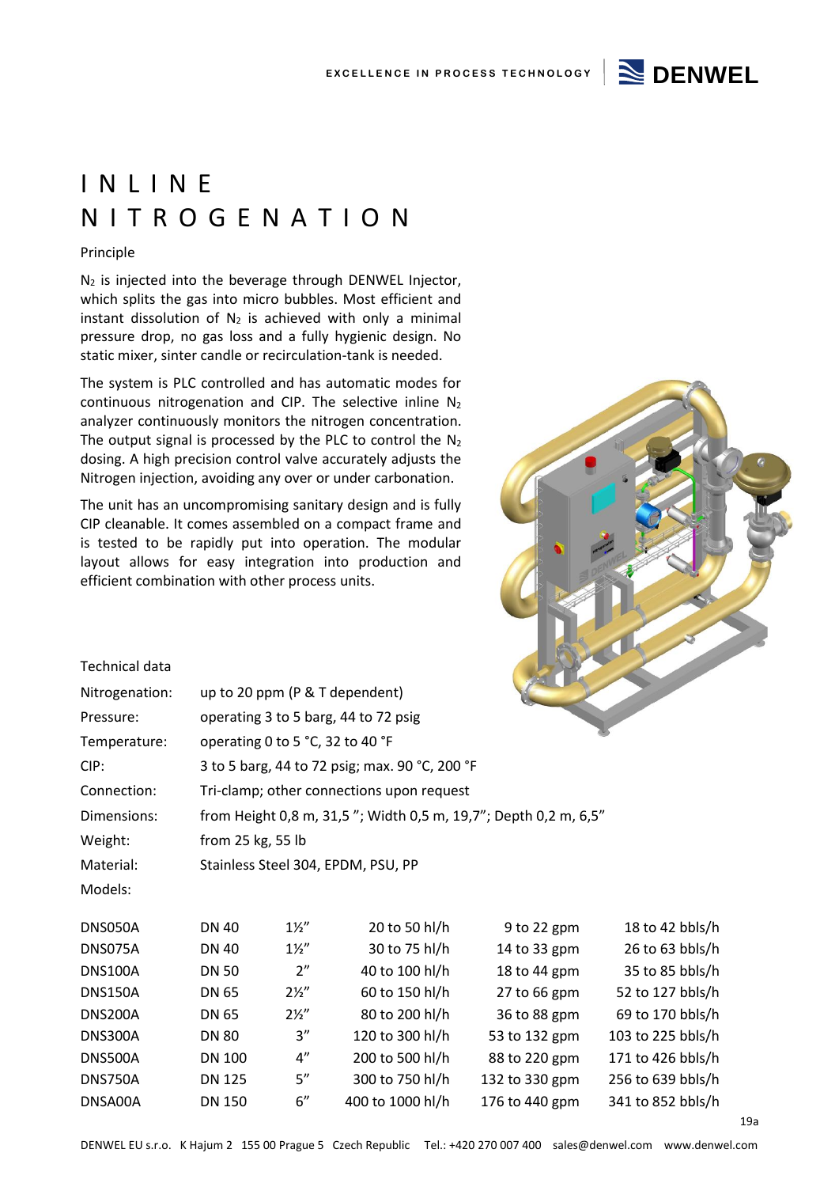# INLINE NITROGENATION

Principle

$N_2$ is injected into the beverage through DENWEL Injector, which splits the gas into micro bubbles. Most efficient and instant dissolution of $N_2$ is achieved with only a minimal pressure drop, no gas loss and a fully hygienic design. No static mixer, sinter candle or recirculation-tank is needed.

The system is PLC controlled and has automatic modes for continuous nitrogenation and CIP. The selective inline $N_2$ analyzer continuously monitors the nitrogen concentration. The output signal is processed by the PLC to control the $N_2$ dosing. A high precision control valve accurately adjusts the Nitrogen injection, avoiding any over or under carbonation.

The unit has an uncompromising sanitary design and is fully CIP cleanable. It comes assembled on a compact frame and is tested to be rapidly put into operation. The modular layout allows for easy integration into production and efficient combination with other process units.

Technical data

| | |
|---|---|
| Nitrogenation: | up to 20 ppm (P & T dependent) |
| Pressure: | operating 3 to 5 barg, 44 to 72 psig |
| Temperature: | operating 0 to 5 °C, 32 to 40 °F |
| CIP: | 3 to 5 barg, 44 to 72 psig; max. 90 °C, 200 °F |
| Connection: | Tri-clamp; other connections upon request |
| Dimensions: | from Height 0,8 m, 31,5 "; Width 0,5 m, 19,7"; Depth 0,2 m, 6,5" |
| Weight: | from 25 kg, 55 lb |
| Material: | Stainless Steel 304, EPDM, PSU, PP |
| Models: | |

| | | | | | |
|---|---|---|---|---|---|
| DNS050A | DN 40 | 1½" | 20 to 50 hl/h | 9 to 22 gpm | 18 to 42 bbls/h |
| DNS075A | DN 40 | 1½" | 30 to 75 hl/h | 14 to 33 gpm | 26 to 63 bbls/h |
| DNS100A | DN 50 | 2" | 40 to 100 hl/h | 18 to 44 gpm | 35 to 85 bbls/h |
| DNS150A | DN 65 | 2½" | 60 to 150 hl/h | 27 to 66 gpm | 52 to 127 bbls/h |
| DNS200A | DN 65 | 2½" | 80 to 200 hl/h | 36 to 88 gpm | 69 to 170 bbls/h |
| DNS300A | DN 80 | 3" | 120 to 300 hl/h | 53 to 132 gpm | 103 to 225 bbls/h |
| DNS500A | DN 100 | 4" | 200 to 500 hl/h | 88 to 220 gpm | 171 to 426 bbls/h |
| DNS750A | DN 125 | 5" | 300 to 750 hl/h | 132 to 330 gpm | 256 to 639 bbls/h |
| DNSA00A | DN 150 | 6" | 400 to 1000 hl/h | 176 to 440 gpm | 341 to 852 bbls/h |